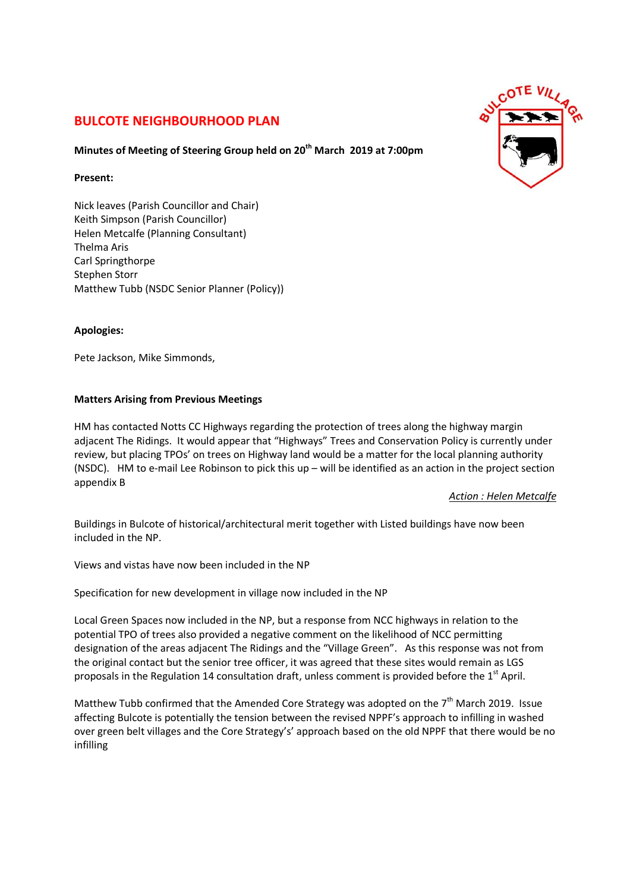# BULCOTE NEIGHBOURHOOD PLAN

**Minutes of Meeting of Steering Group held on 20th March 2019 at 7:00pm**

**Present:**

Nick leaves (Parish Councillor and Chair)
Keith Simpson (Parish Councillor)
Helen Metcalfe (Planning Consultant)
Thelma Aris
Carl Springthorpe
Stephen Storr
Matthew Tubb (NSDC Senior Planner (Policy))

**Apologies:**

Pete Jackson, Mike Simmonds,

**Matters Arising from Previous Meetings**

HM has contacted Notts CC Highways regarding the protection of trees along the highway margin adjacent The Ridings. It would appear that "Highways" Trees and Conservation Policy is currently under review, but placing TPOs' on trees on Highway land would be a matter for the local planning authority (NSDC). HM to e-mail Lee Robinson to pick this up – will be identified as an action in the project section appendix B

*Action : Helen Metcalfe*

Buildings in Bulcote of historical/architectural merit together with Listed buildings have now been included in the NP.

Views and vistas have now been included in the NP

Specification for new development in village now included in the NP

Local Green Spaces now included in the NP, but a response from NCC highways in relation to the potential TPO of trees also provided a negative comment on the likelihood of NCC permitting designation of the areas adjacent The Ridings and the "Village Green". As this response was not from the original contact but the senior tree officer, it was agreed that these sites would remain as LGS proposals in the Regulation 14 consultation draft, unless comment is provided before the 1st April.

Matthew Tubb confirmed that the Amended Core Strategy was adopted on the 7th March 2019. Issue affecting Bulcote is potentially the tension between the revised NPPF's approach to infilling in washed over green belt villages and the Core Strategy's' approach based on the old NPPF that there would be no infilling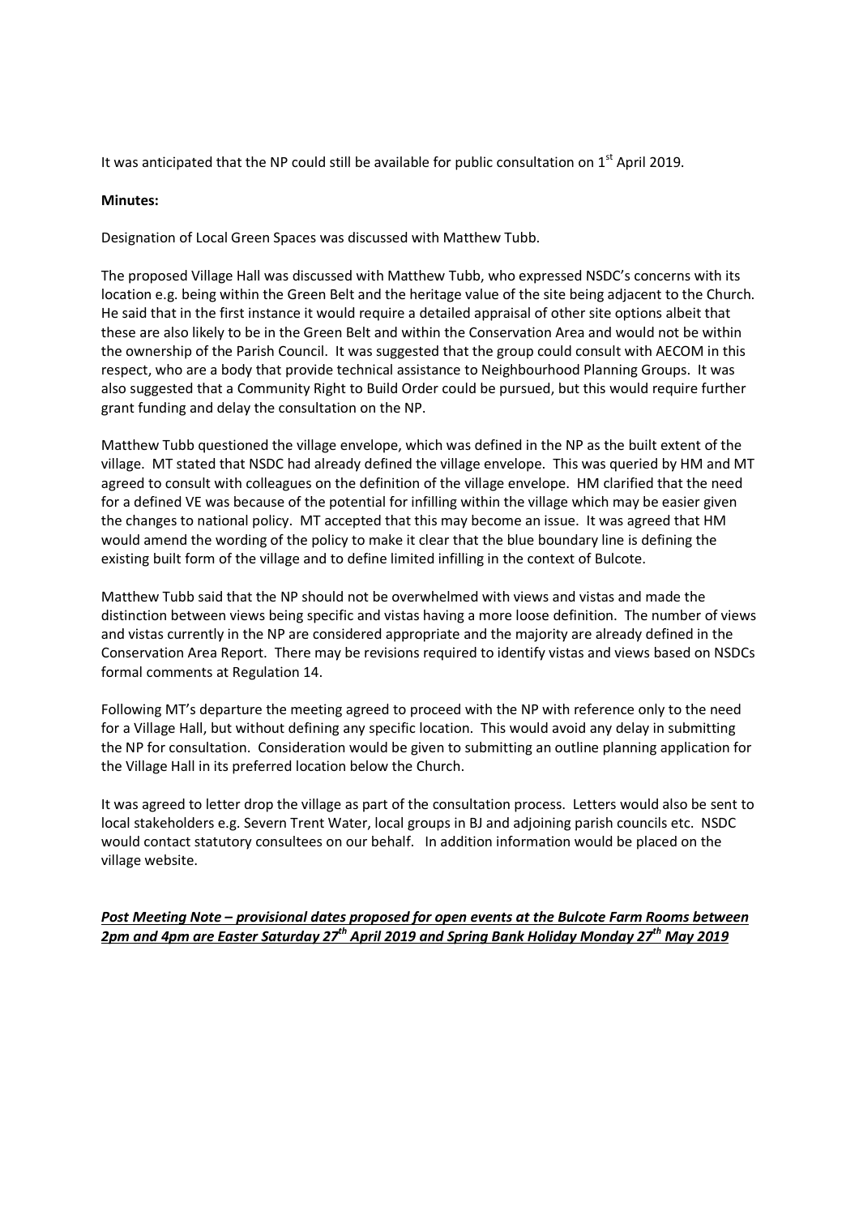It was anticipated that the NP could still be available for public consultation on 1st April 2019.

**Minutes:**

Designation of Local Green Spaces was discussed with Matthew Tubb.

The proposed Village Hall was discussed with Matthew Tubb, who expressed NSDC's concerns with its location e.g. being within the Green Belt and the heritage value of the site being adjacent to the Church. He said that in the first instance it would require a detailed appraisal of other site options albeit that these are also likely to be in the Green Belt and within the Conservation Area and would not be within the ownership of the Parish Council. It was suggested that the group could consult with AECOM in this respect, who are a body that provide technical assistance to Neighbourhood Planning Groups. It was also suggested that a Community Right to Build Order could be pursued, but this would require further grant funding and delay the consultation on the NP.

Matthew Tubb questioned the village envelope, which was defined in the NP as the built extent of the village. MT stated that NSDC had already defined the village envelope. This was queried by HM and MT agreed to consult with colleagues on the definition of the village envelope. HM clarified that the need for a defined VE was because of the potential for infilling within the village which may be easier given the changes to national policy. MT accepted that this may become an issue. It was agreed that HM would amend the wording of the policy to make it clear that the blue boundary line is defining the existing built form of the village and to define limited infilling in the context of Bulcote.

Matthew Tubb said that the NP should not be overwhelmed with views and vistas and made the distinction between views being specific and vistas having a more loose definition. The number of views and vistas currently in the NP are considered appropriate and the majority are already defined in the Conservation Area Report. There may be revisions required to identify vistas and views based on NSDCs formal comments at Regulation 14.

Following MT's departure the meeting agreed to proceed with the NP with reference only to the need for a Village Hall, but without defining any specific location. This would avoid any delay in submitting the NP for consultation. Consideration would be given to submitting an outline planning application for the Village Hall in its preferred location below the Church.

It was agreed to letter drop the village as part of the consultation process. Letters would also be sent to local stakeholders e.g. Severn Trent Water, local groups in BJ and adjoining parish councils etc. NSDC would contact statutory consultees on our behalf. In addition information would be placed on the village website.

***Post Meeting Note – provisional dates proposed for open events at the Bulcote Farm Rooms between 2pm and 4pm are Easter Saturday 27th April 2019 and Spring Bank Holiday Monday 27th May 2019***